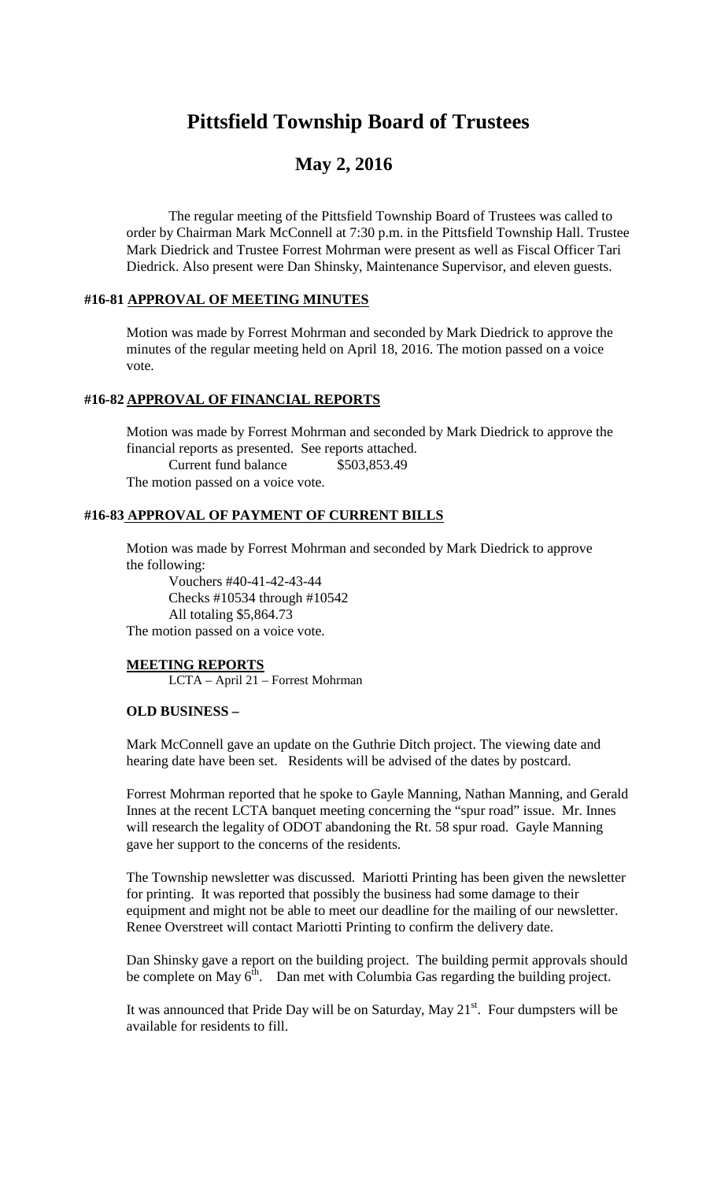# Pittsfield Township Board of Trustees

## May 2, 2016

The regular meeting of the Pittsfield Township Board of Trustees was called to order by Chairman Mark McConnell at 7:30 p.m. in the Pittsfield Township Hall. Trustee Mark Diedrick and Trustee Forrest Mohrman were present as well as Fiscal Officer Tari Diedrick. Also present were Dan Shinsky, Maintenance Supervisor, and eleven guests.

#### #16-81 APPROVAL OF MEETING MINUTES

Motion was made by Forrest Mohrman and seconded by Mark Diedrick to approve the minutes of the regular meeting held on April 18, 2016. The motion passed on a voice vote.

#### #16-82 APPROVAL OF FINANCIAL REPORTS

Motion was made by Forrest Mohrman and seconded by Mark Diedrick to approve the financial reports as presented. See reports attached.

Current fund balance $503,853.49

The motion passed on a voice vote.

#### #16-83 APPROVAL OF PAYMENT OF CURRENT BILLS

Motion was made by Forrest Mohrman and seconded by Mark Diedrick to approve the following:

Vouchers #40-41-42-43-44
Checks #10534 through #10542
All totaling $5,864.73

The motion passed on a voice vote.

#### MEETING REPORTS

LCTA – April 21 – Forrest Mohrman

#### OLD BUSINESS –

Mark McConnell gave an update on the Guthrie Ditch project. The viewing date and hearing date have been set. Residents will be advised of the dates by postcard.

Forrest Mohrman reported that he spoke to Gayle Manning, Nathan Manning, and Gerald Innes at the recent LCTA banquet meeting concerning the "spur road" issue. Mr. Innes will research the legality of ODOT abandoning the Rt. 58 spur road. Gayle Manning gave her support to the concerns of the residents.

The Township newsletter was discussed. Mariotti Printing has been given the newsletter for printing. It was reported that possibly the business had some damage to their equipment and might not be able to meet our deadline for the mailing of our newsletter. Renee Overstreet will contact Mariotti Printing to confirm the delivery date.

Dan Shinsky gave a report on the building project. The building permit approvals should be complete on May 6th. Dan met with Columbia Gas regarding the building project.

It was announced that Pride Day will be on Saturday, May 21st. Four dumpsters will be available for residents to fill.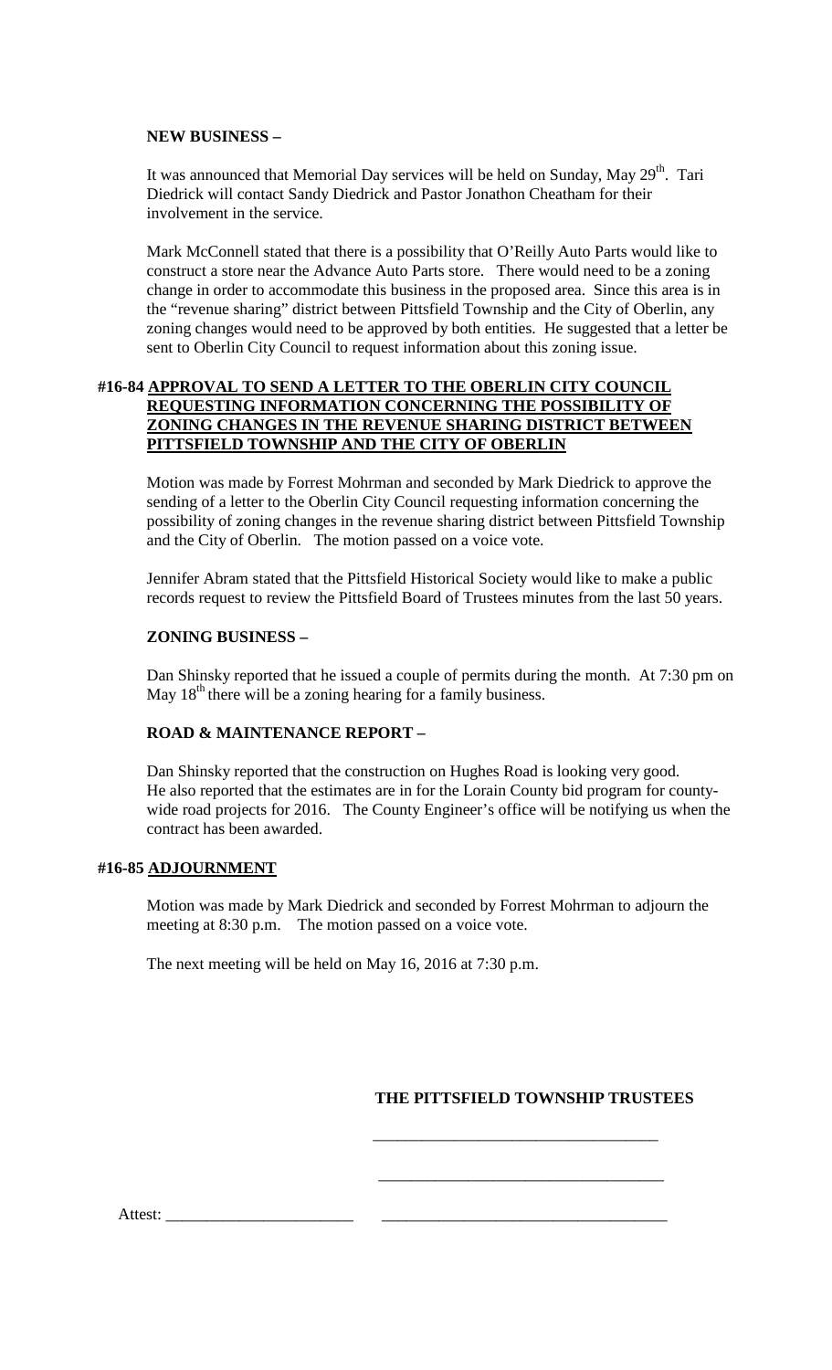**NEW BUSINESS –**

It was announced that Memorial Day services will be held on Sunday, May 29th. Tari Diedrick will contact Sandy Diedrick and Pastor Jonathon Cheatham for their involvement in the service.

Mark McConnell stated that there is a possibility that O'Reilly Auto Parts would like to construct a store near the Advance Auto Parts store. There would need to be a zoning change in order to accommodate this business in the proposed area. Since this area is in the "revenue sharing" district between Pittsfield Township and the City of Oberlin, any zoning changes would need to be approved by both entities. He suggested that a letter be sent to Oberlin City Council to request information about this zoning issue.

**#16-84 APPROVAL TO SEND A LETTER TO THE OBERLIN CITY COUNCIL REQUESTING INFORMATION CONCERNING THE POSSIBILITY OF ZONING CHANGES IN THE REVENUE SHARING DISTRICT BETWEEN PITTSFIELD TOWNSHIP AND THE CITY OF OBERLIN**

Motion was made by Forrest Mohrman and seconded by Mark Diedrick to approve the sending of a letter to the Oberlin City Council requesting information concerning the possibility of zoning changes in the revenue sharing district between Pittsfield Township and the City of Oberlin. The motion passed on a voice vote.

Jennifer Abram stated that the Pittsfield Historical Society would like to make a public records request to review the Pittsfield Board of Trustees minutes from the last 50 years.

**ZONING BUSINESS –**

Dan Shinsky reported that he issued a couple of permits during the month. At 7:30 pm on May 18th there will be a zoning hearing for a family business.

**ROAD & MAINTENANCE REPORT –**

Dan Shinsky reported that the construction on Hughes Road is looking very good. He also reported that the estimates are in for the Lorain County bid program for county-wide road projects for 2016. The County Engineer's office will be notifying us when the contract has been awarded.

**#16-85 ADJOURNMENT**

Motion was made by Mark Diedrick and seconded by Forrest Mohrman to adjourn the meeting at 8:30 p.m. The motion passed on a voice vote.

The next meeting will be held on May 16, 2016 at 7:30 p.m.

**THE PITTSFIELD TOWNSHIP TRUSTEES**

___________________________________

___________________________________

Attest: _______________________ ___________________________________